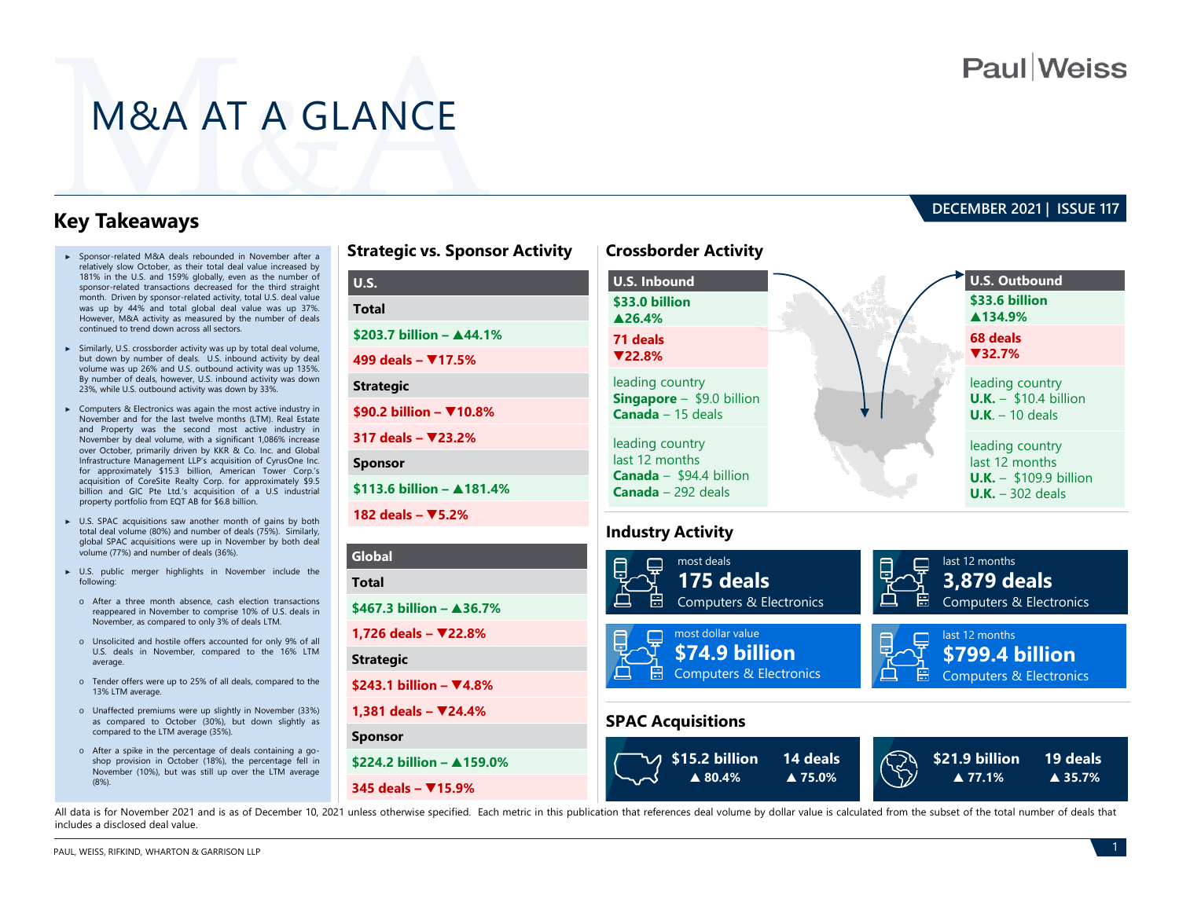# M&A AT A GLANCE

DECEMBER 2021 | ISSUE 117

## Key Takeaways

- Sponsor-related M&A deals rebounded in November after a relatively slow October, as their total deal value increased by 181% in the U.S. and 159% globally, even as the number of sponsor-related transactions decreased for the third straight month. Driven by sponsor-related activity, total U.S. deal value was up by 44% and total global deal value was up 37%. However, M&A activity as measured by the number of deals continued to trend down across all sectors.
- Similarly, U.S. crossborder activity was up by total deal volume, but down by number of deals. U.S. inbound activity by deal volume was up 26% and U.S. outbound activity was up 135%. By number of deals, however, U.S. inbound activity was down 23%, while U.S. outbound activity was down by 33%.
- Computers & Electronics was again the most active industry in November and for the last twelve months (LTM). Real Estate and Property was the second most active industry in November by deal volume, with a significant 1,086% increase over October, primarily driven by KKR & Co. Inc. and Global Infrastructure Management LLP's acquisition of CyrusOne Inc. for approximately $15.3 billion, American Tower Corp.'s acquisition of CoreSite Realty Corp. for approximately $9.5 billion and GIC Pte Ltd.'s acquisition of a U.S industrial property portfolio from EQT AB for $6.8 billion.
- U.S. SPAC acquisitions saw another month of gains by both total deal volume (80%) and number of deals (75%). Similarly, global SPAC acquisitions were up in November by both deal volume (77%) and number of deals (36%).
- U.S. public merger highlights in November include the following:
  - After a three month absence, cash election transactions reappeared in November to comprise 10% of U.S. deals in November, as compared to only 3% of deals LTM.
  - Unsolicited and hostile offers accounted for only 9% of all U.S. deals in November, compared to the 16% LTM average.
  - Tender offers were up to 25% of all deals, compared to the 13% LTM average.
  - Unaffected premiums were up slightly in November (33%) as compared to October (30%), but down slightly as compared to the LTM average (35%).
  - After a spike in the percentage of deals containing a go-shop provision in October (18%), the percentage fell in November (10%), but was still up over the LTM average (8%).

## Strategic vs. Sponsor Activity

| U.S. |
|---|
| **Total** |
| $203.7 billion – ▲44.1% |
| 499 deals – ▼17.5% |
| **Strategic** |
| $90.2 billion – ▼10.8% |
| 317 deals – ▼23.2% |
| **Sponsor** |
| $113.6 billion – ▲181.4% |
| 182 deals – ▼5.2% |

| Global |
|---|
| **Total** |
| $467.3 billion – ▲36.7% |
| 1,726 deals – ▼22.8% |
| **Strategic** |
| $243.1 billion – ▼4.8% |
| 1,381 deals – ▼24.4% |
| **Sponsor** |
| $224.2 billion – ▲159.0% |
| 345 deals – ▼15.9% |

## Crossborder Activity

| U.S. Inbound | U.S. Outbound |
|---|---|
| $33.0 billion ▲26.4% | $33.6 billion ▲134.9% |
| 71 deals ▼22.8% | 68 deals ▼32.7% |
| leading country **Singapore** – $9.0 billion **Canada** – 15 deals | leading country **U.K.** – $10.4 billion **U.K.** – 10 deals |
| leading country last 12 months **Canada** – $94.4 billion **Canada** – 292 deals | leading country last 12 months **U.K.** – $109.9 billion **U.K.** – 302 deals |

## Industry Activity

| | |
|---|---|
| most deals **175 deals** Computers & Electronics | last 12 months **3,879 deals** Computers & Electronics |
| most dollar value **$74.9 billion** Computers & Electronics | last 12 months **$799.4 billion** Computers & Electronics |

## SPAC Acquisitions

| | Value | Deals |
|---|---|---|
| U.S. | **$15.2 billion** ▲ 80.4% | **14 deals** ▲ 75.0% |
| Global | **$21.9 billion** ▲ 77.1% | **19 deals** ▲ 35.7% |

All data is for November 2021 and is as of December 10, 2021 unless otherwise specified. Each metric in this publication that references deal volume by dollar value is calculated from the subset of the total number of deals that includes a disclosed deal value.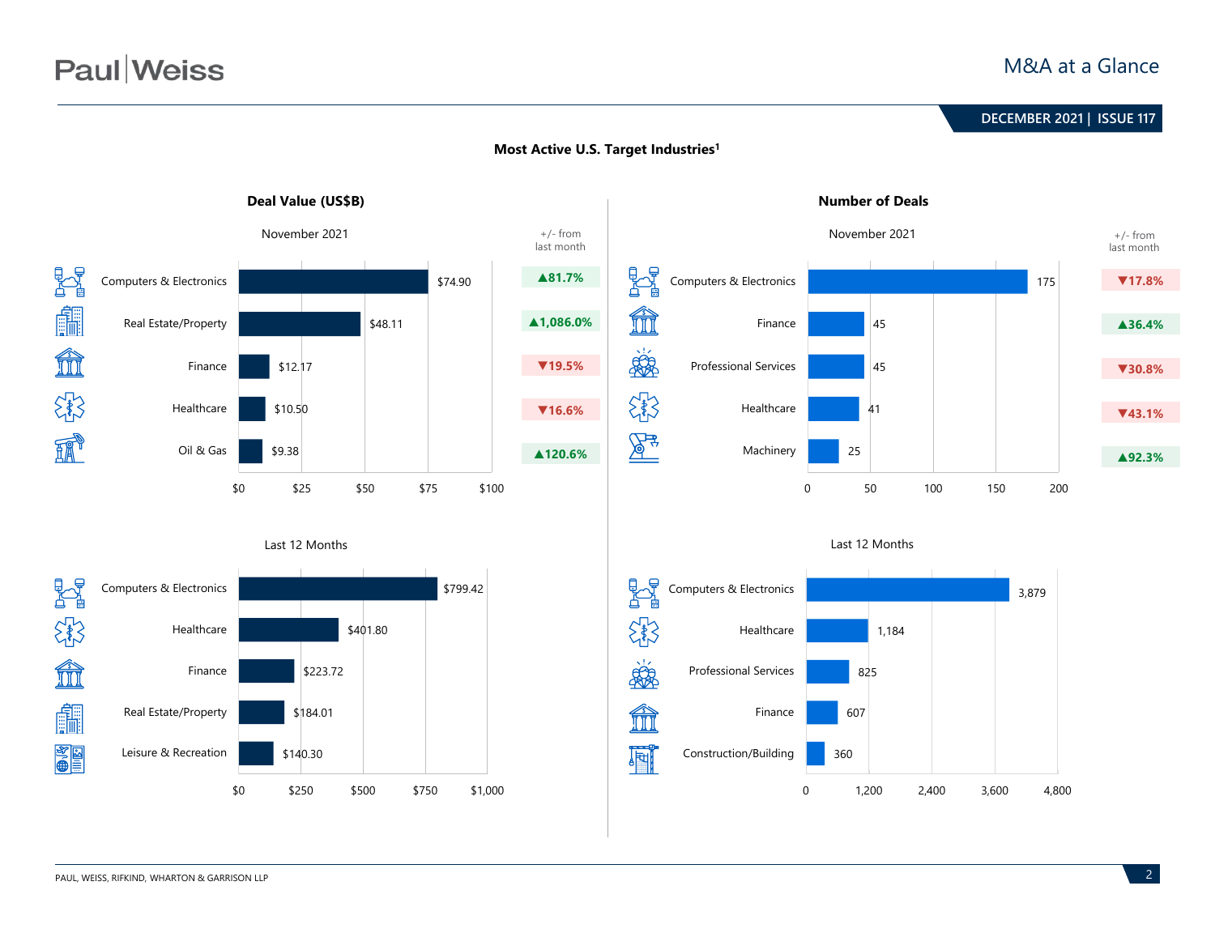## Most Active U.S. Target Industries[1]

### Deal Value (US$B)

November 2021

+/- from last month

Computers & Electronics $74.90 ▲81.7%
Real Estate/Property $48.11 ▲1,086.0%
Finance $12.17 ▼19.5%
Healthcare $10.50 ▼16.6%
Oil & Gas $9.38 ▲120.6%

$0 $25 $50 $75 $100

Last 12 Months

Computers & Electronics $799.42
Healthcare $401.80
Finance $223.72
Real Estate/Property $184.01
Leisure & Recreation $140.30

$0 $250 $500 $750 $1,000

### Number of Deals

November 2021

+/- from last month

Computers & Electronics 175 ▼17.8%
Finance 45 ▲36.4%
Professional Services 45 ▼30.8%
Healthcare 41 ▼43.1%
Machinery 25 ▲92.3%

0 50 100 150 200

Last 12 Months

Computers & Electronics 3,879
Healthcare 1,184
Professional Services 825
Finance 607
Construction/Building 360

0 1,200 2,400 3,600 4,800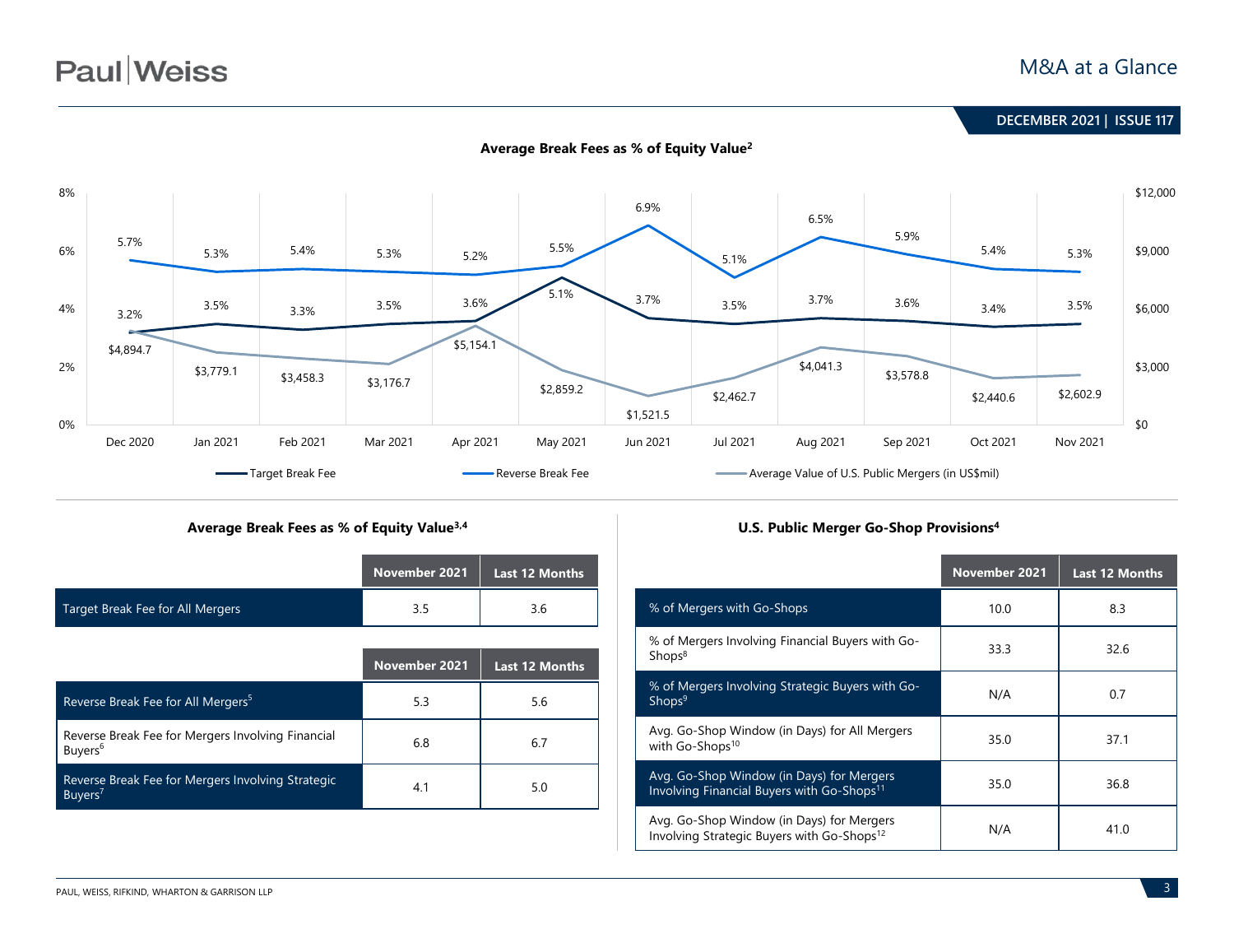## Average Break Fees as % of Equity Value[2]

| Month | Target Break Fee | Reverse Break Fee | Average Value of U.S. Public Mergers (in US$mil) |
|---|---|---|---|
| Dec 2020 | 3.2% | 5.7% | $4,894.7 |
| Jan 2021 | 3.5% | 5.3% | $3,779.1 |
| Feb 2021 | 3.3% | 5.4% | $3,458.3 |
| Mar 2021 | 3.5% | 5.3% | $3,176.7 |
| Apr 2021 | 3.6% | 5.2% | $5,154.1 |
| May 2021 | 5.1% | 5.5% | $2,859.2 |
| Jun 2021 | 3.7% | 6.9% | $1,521.5 |
| Jul 2021 | 3.5% | 5.1% | $2,462.7 |
| Aug 2021 | 3.7% | 6.5% | $4,041.3 |
| Sep 2021 | 3.6% | 5.9% | $3,578.8 |
| Oct 2021 | 3.4% | 5.4% | $2,440.6 |
| Nov 2021 | 3.5% | 5.3% | $2,602.9 |

## Average Break Fees as % of Equity Value[3,4]

| | November 2021 | Last 12 Months |
|---|---|---|
| Target Break Fee for All Mergers | 3.5 | 3.6 |

| | November 2021 | Last 12 Months |
|---|---|---|
| Reverse Break Fee for All Mergers[5] | 5.3 | 5.6 |
| Reverse Break Fee for Mergers Involving Financial Buyers[6] | 6.8 | 6.7 |
| Reverse Break Fee for Mergers Involving Strategic Buyers[7] | 4.1 | 5.0 |

## U.S. Public Merger Go-Shop Provisions[4]

| | November 2021 | Last 12 Months |
|---|---|---|
| % of Mergers with Go-Shops | 10.0 | 8.3 |
| % of Mergers Involving Financial Buyers with Go-Shops[8] | 33.3 | 32.6 |
| % of Mergers Involving Strategic Buyers with Go-Shops[9] | N/A | 0.7 |
| Avg. Go-Shop Window (in Days) for All Mergers with Go-Shops[10] | 35.0 | 37.1 |
| Avg. Go-Shop Window (in Days) for Mergers Involving Financial Buyers with Go-Shops[11] | 35.0 | 36.8 |
| Avg. Go-Shop Window (in Days) for Mergers Involving Strategic Buyers with Go-Shops[12] | N/A | 41.0 |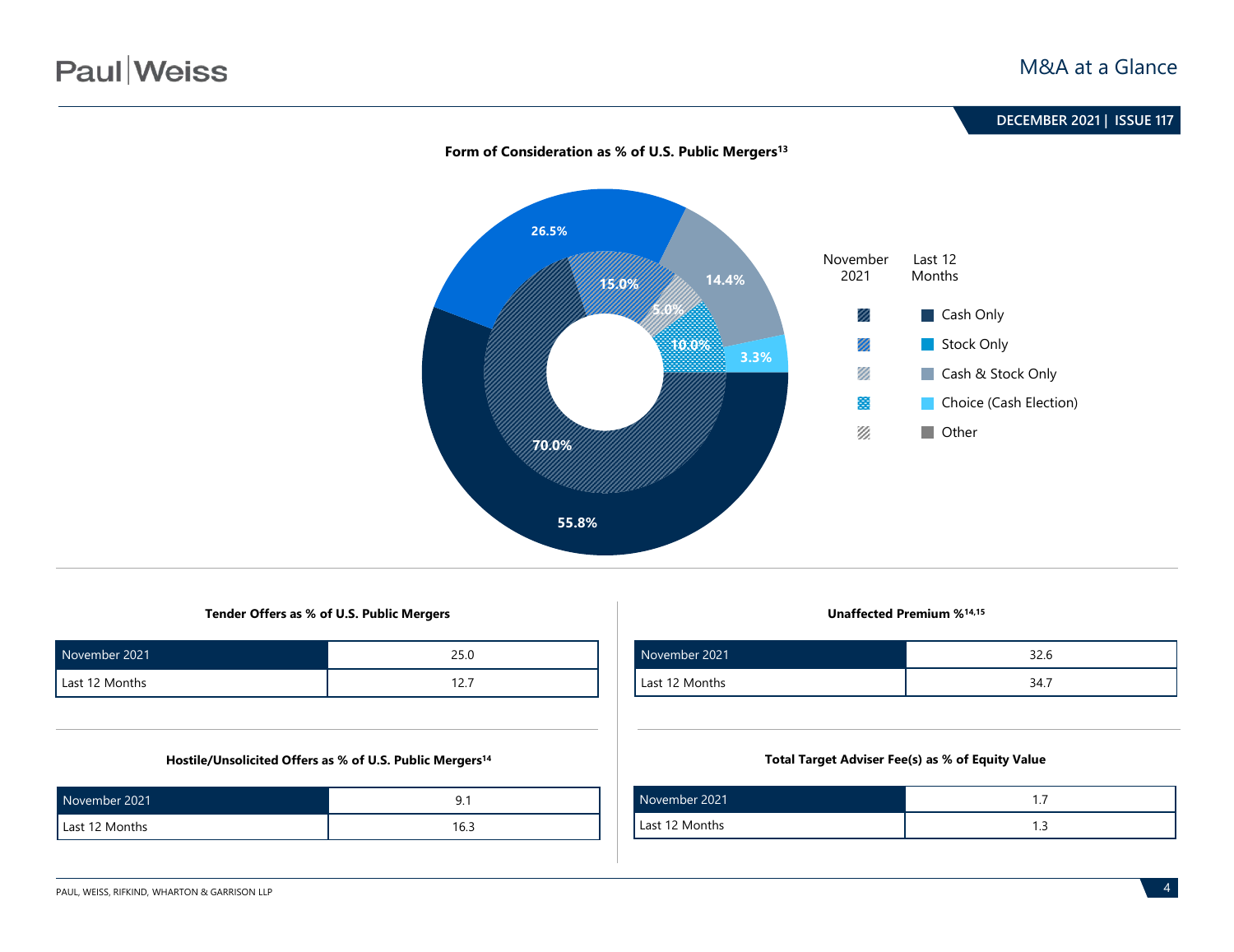### Form of Consideration as % of U.S. Public Mergers[13]

26.5%
15.0%
14.4%
5.0%
10.0%
3.3%
70.0%
55.8%

November 2021
Last 12 Months

Cash Only
Stock Only
Cash & Stock Only
Choice (Cash Election)
Other

### Tender Offers as % of U.S. Public Mergers

| | |
|---|---|
| November 2021 | 25.0 |
| Last 12 Months | 12.7 |

### Unaffected Premium %[14,15]

| | |
|---|---|
| November 2021 | 32.6 |
| Last 12 Months | 34.7 |

### Hostile/Unsolicited Offers as % of U.S. Public Mergers[14]

| | |
|---|---|
| November 2021 | 9.1 |
| Last 12 Months | 16.3 |

### Total Target Adviser Fee(s) as % of Equity Value

| | |
|---|---|
| November 2021 | 1.7 |
| Last 12 Months | 1.3 |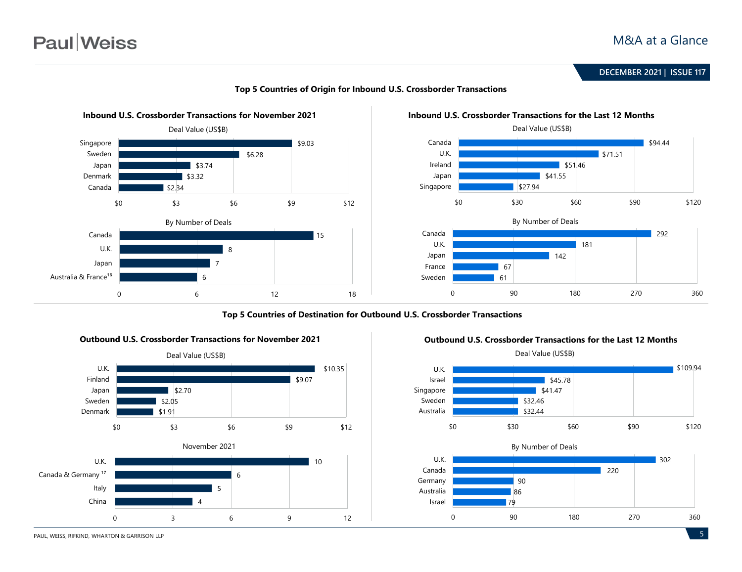## Top 5 Countries of Origin for Inbound U.S. Crossborder Transactions

### Inbound U.S. Crossborder Transactions for November 2021

Deal Value (US$B)

Singapore $9.03
Sweden $6.28
Japan $3.74
Denmark $3.32
Canada $2.34

$0 $3 $6 $9 $12

By Number of Deals

Canada 15
U.K. 8
Japan 7
Australia & France[16] 6

0 6 12 18

### Inbound U.S. Crossborder Transactions for the Last 12 Months

Deal Value (US$B)

Canada $94.44
U.K. $71.51
Ireland $51.46
Japan $41.55
Singapore $27.94

$0 $30 $60 $90 $120

By Number of Deals

Canada 292
U.K. 181
Japan 142
France 67
Sweden 61

0 90 180 270 360

## Top 5 Countries of Destination for Outbound U.S. Crossborder Transactions

### Outbound U.S. Crossborder Transactions for November 2021

Deal Value (US$B)

U.K. $10.35
Finland $9.07
Japan $2.70
Sweden $2.05
Denmark $1.91

$0 $3 $6 $9 $12

November 2021

U.K. 10
Canada & Germany[17] 6
Italy 5
China 4

0 3 6 9 12

### Outbound U.S. Crossborder Transactions for the Last 12 Months

Deal Value (US$B)

U.K. $109.94
Israel $45.78
Singapore $41.47
Sweden $32.46
Australia $32.44

$0 $30 $60 $90 $120

By Number of Deals

U.K. 302
Canada 220
Germany 90
Australia 86
Israel 79

0 90 180 270 360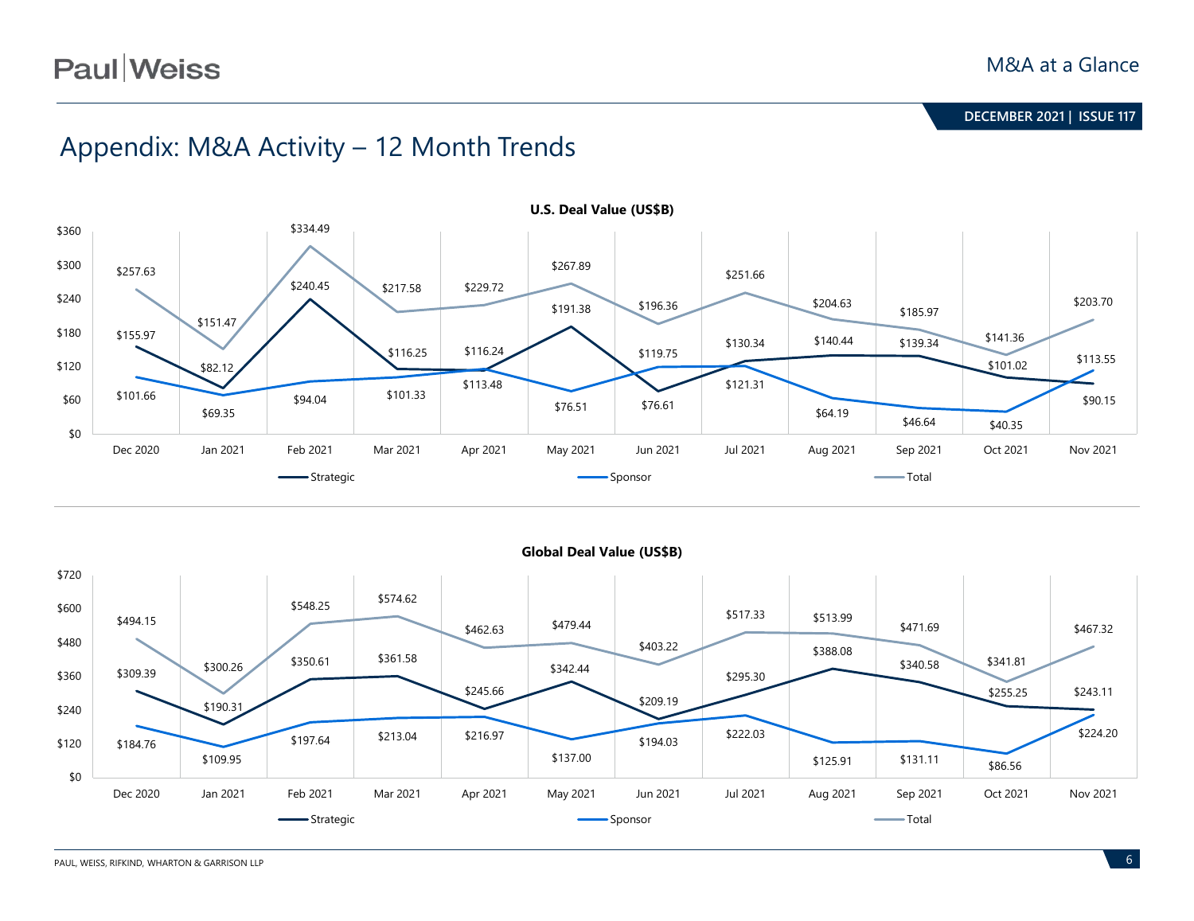# Appendix: M&A Activity – 12 Month Trends

**U.S. Deal Value (US$B)**

$360
$300
$240
$180
$120
$60
$0

Dec 2020 Jan 2021 Feb 2021 Mar 2021 Apr 2021 May 2021 Jun 2021 Jul 2021 Aug 2021 Sep 2021 Oct 2021 Nov 2021

$257.63 $151.47 $334.49 $217.58 $229.72 $267.89 $196.36 $251.66 $204.63 $185.97 $141.36 $203.70

$155.97 $82.12 $240.45 $116.25 $116.24 $191.38 $119.75 $130.34 $140.44 $139.34 $101.02 $113.55

$101.66 $69.35 $94.04 $101.33 $113.48 $76.51 $76.61 $121.31 $64.19 $46.64 $40.35 $90.15

Strategic
Sponsor
Total

**Global Deal Value (US$B)**

$720
$600
$480
$360
$240
$120
$0

Dec 2020 Jan 2021 Feb 2021 Mar 2021 Apr 2021 May 2021 Jun 2021 Jul 2021 Aug 2021 Sep 2021 Oct 2021 Nov 2021

$494.15 $300.26 $548.25 $574.62 $462.63 $479.44 $403.22 $517.33 $513.99 $471.69 $341.81 $467.32

$309.39 $190.31 $350.61 $361.58 $245.66 $342.44 $209.19 $295.30 $388.08 $340.58 $255.25 $243.11

$184.76 $109.95 $197.64 $213.04 $216.97 $137.00 $194.03 $222.03 $125.91 $131.11 $86.56 $224.20

Strategic
Sponsor
Total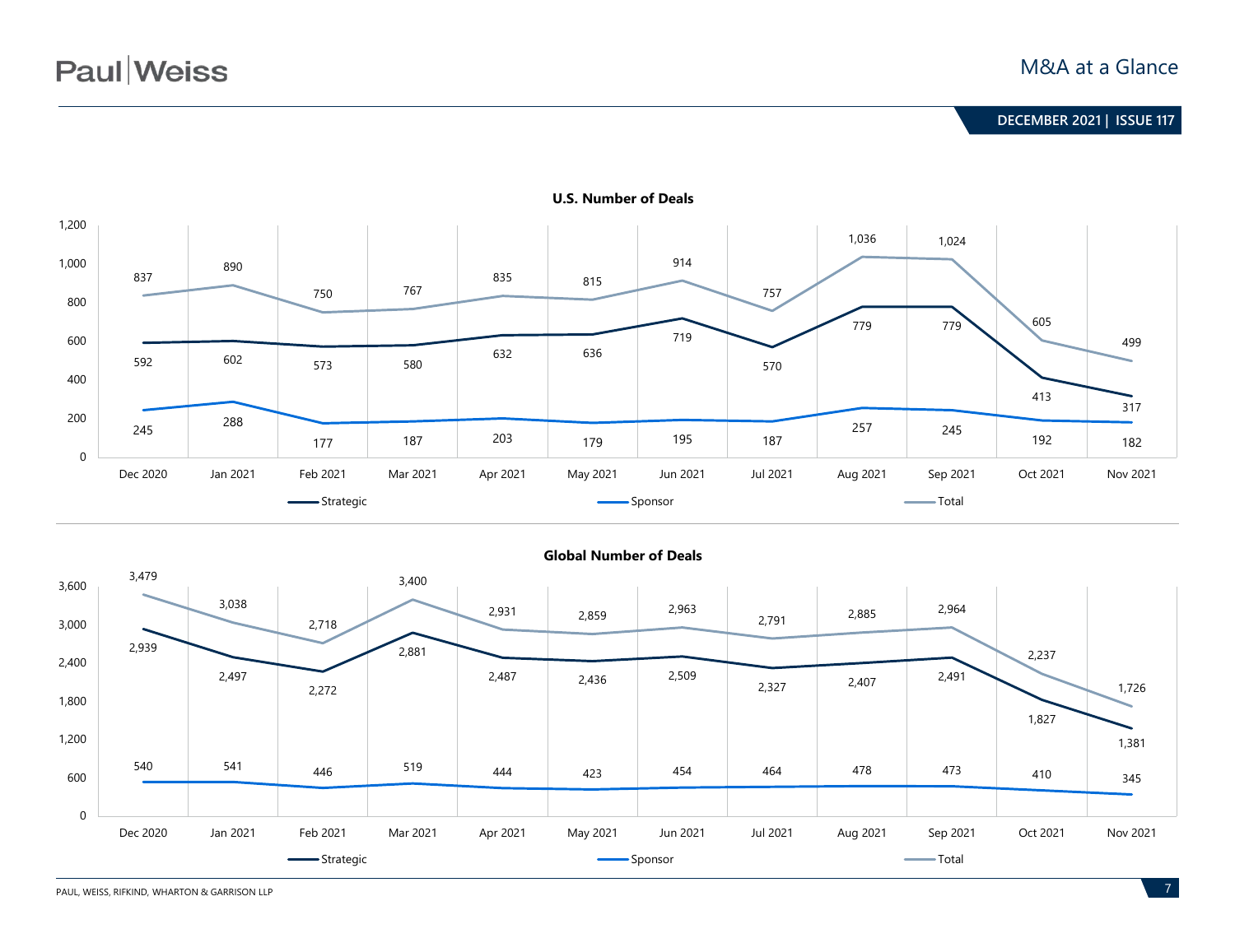### U.S. Number of Deals

1,200
1,000
800
600
400
200
0

Dec 2020 Jan 2021 Feb 2021 Mar 2021 Apr 2021 May 2021 Jun 2021 Jul 2021 Aug 2021 Sep 2021 Oct 2021 Nov 2021

837 890 750 767 835 815 914 757 1,036 1,024 605 499

592 602 573 580 632 636 719 570 779 779 413 317

245 288 177 187 203 179 195 187 257 245 192 182

Strategic Sponsor Total

### Global Number of Deals

3,600
3,000
2,400
1,800
1,200
600
0

Dec 2020 Jan 2021 Feb 2021 Mar 2021 Apr 2021 May 2021 Jun 2021 Jul 2021 Aug 2021 Sep 2021 Oct 2021 Nov 2021

3,479 3,038 2,718 3,400 2,931 2,859 2,963 2,791 2,885 2,964 2,237 1,726

2,939 2,497 2,272 2,881 2,487 2,436 2,509 2,327 2,407 2,491 1,827 1,381

540 541 446 519 444 423 454 464 478 473 410 345

Strategic Sponsor Total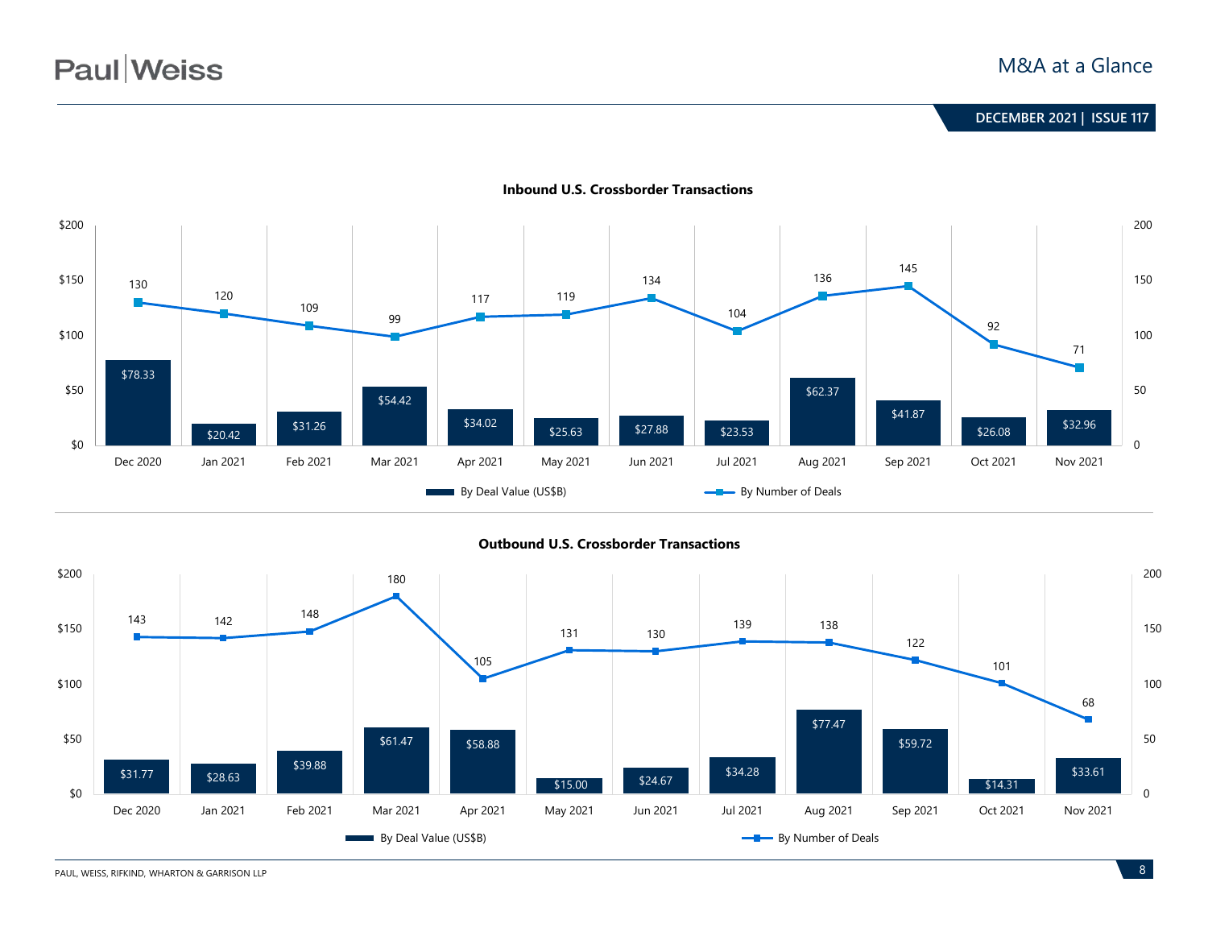### Inbound U.S. Crossborder Transactions

| Month | By Deal Value (US$B) | By Number of Deals |
|---|---|---|
| Dec 2020 | $78.33 | 130 |
| Jan 2021 | $20.42 | 120 |
| Feb 2021 | $31.26 | 109 |
| Mar 2021 | $54.42 | 99 |
| Apr 2021 | $34.02 | 117 |
| May 2021 | $25.63 | 119 |
| Jun 2021 | $27.88 | 134 |
| Jul 2021 | $23.53 | 104 |
| Aug 2021 | $62.37 | 136 |
| Sep 2021 | $41.87 | 145 |
| Oct 2021 | $26.08 | 92 |
| Nov 2021 | $32.96 | 71 |

### Outbound U.S. Crossborder Transactions

| Month | By Deal Value (US$B) | By Number of Deals |
|---|---|---|
| Dec 2020 | $31.77 | 143 |
| Jan 2021 | $28.63 | 142 |
| Feb 2021 | $39.88 | 148 |
| Mar 2021 | $61.47 | 180 |
| Apr 2021 | $58.88 | 105 |
| May 2021 | $15.00 | 131 |
| Jun 2021 | $24.67 | 130 |
| Jul 2021 | $34.28 | 139 |
| Aug 2021 | $77.47 | 138 |
| Sep 2021 | $59.72 | 122 |
| Oct 2021 | $14.31 | 101 |
| Nov 2021 | $33.61 | 68 |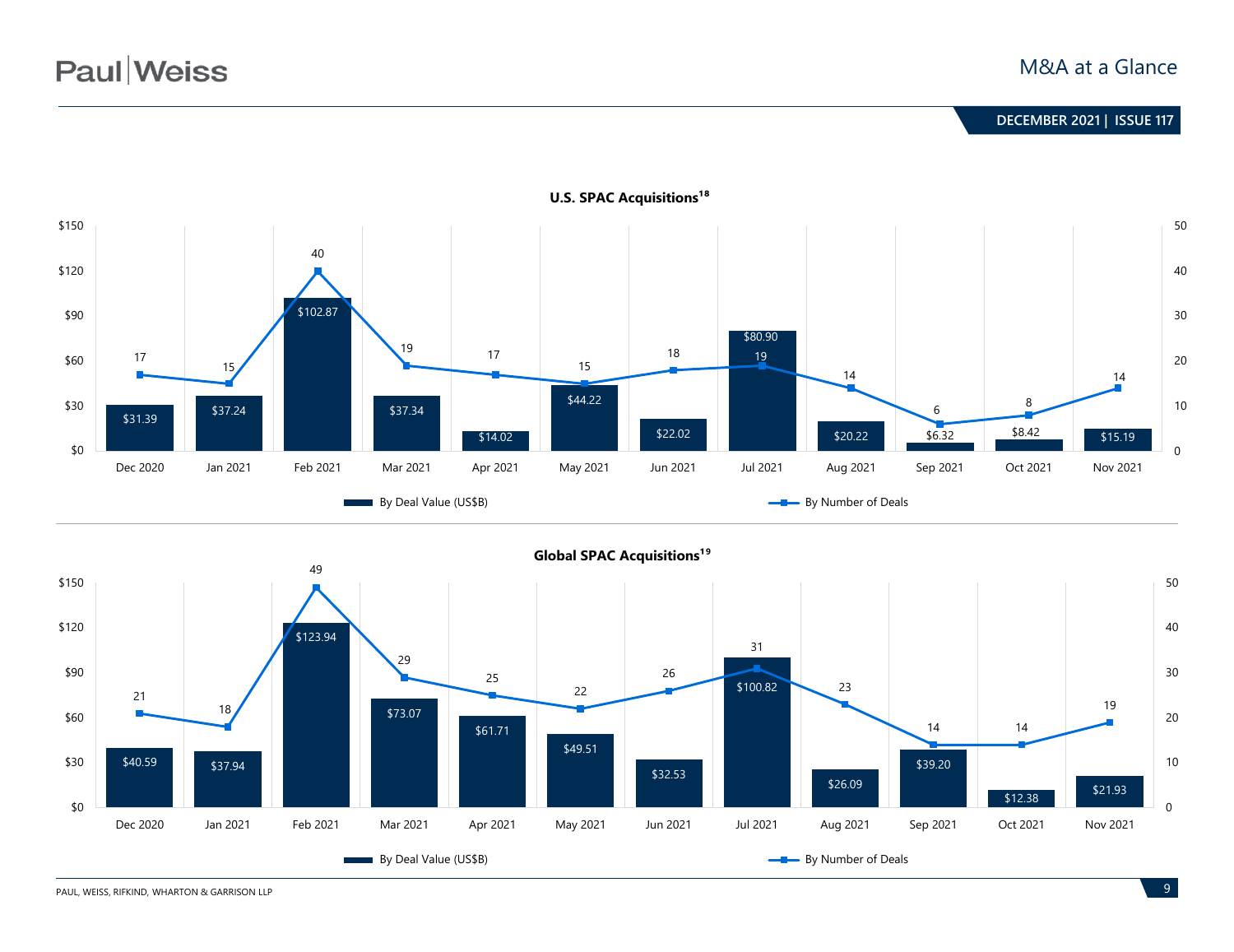## U.S. SPAC Acquisitions[18]

$150
$120
$90
$60
$30
$0

50
40
30
20
10
0

Dec 2020: $31.39, 17
Jan 2021: $37.24, 15
Feb 2021: $102.87, 40
Mar 2021: $37.34, 19
Apr 2021: $14.02, 17
May 2021: $44.22, 15
Jun 2021: $22.02, 18
Jul 2021: $80.90, 19
Aug 2021: $20.22, 14
Sep 2021: $6.32, 6
Oct 2021: $8.42, 8
Nov 2021: $15.19, 14

By Deal Value (US$B)
By Number of Deals

## Global SPAC Acquisitions[19]

$150
$120
$90
$60
$30
$0

50
40
30
20
10
0

Dec 2020: $40.59, 21
Jan 2021: $37.94, 18
Feb 2021: $123.94, 49
Mar 2021: $73.07, 29
Apr 2021: $61.71, 25
May 2021: $49.51, 22
Jun 2021: $32.53, 26
Jul 2021: $100.82, 31
Aug 2021: $26.09, 23
Sep 2021: $39.20, 14
Oct 2021: $12.38, 14
Nov 2021: $21.93, 19

By Deal Value (US$B)
By Number of Deals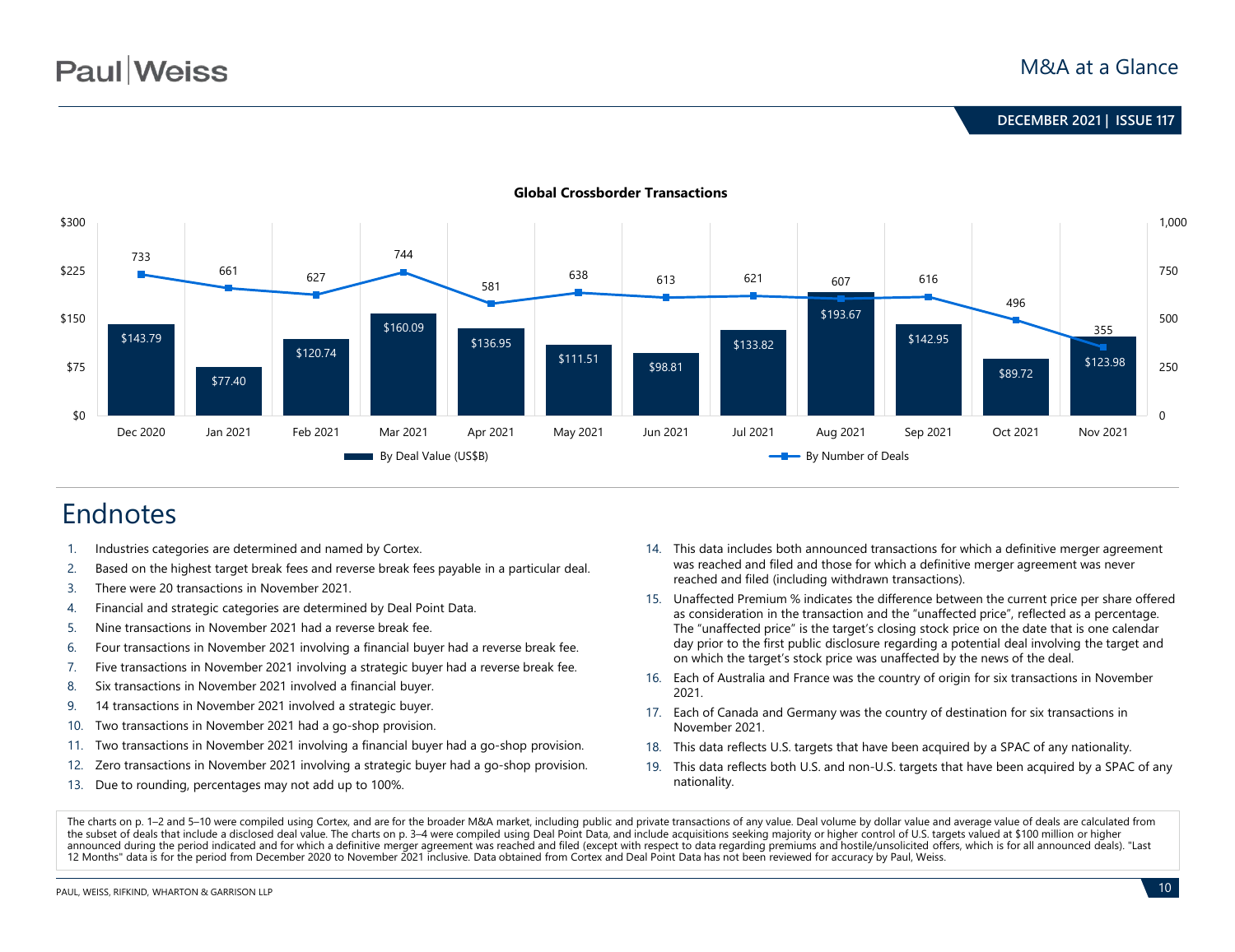**Global Crossborder Transactions**

$300
$225
$150
$75
$0

1,000
750
500
250
0

Dec 2020: $143.79, 733
Jan 2021: $77.40, 661
Feb 2021: $120.74, 627
Mar 2021: $160.09, 744
Apr 2021: $136.95, 581
May 2021: $111.51, 638
Jun 2021: $98.81, 613
Jul 2021: $133.82, 621
Aug 2021: $193.67, 607
Sep 2021: $142.95, 616
Oct 2021: $89.72, 496
Nov 2021: $123.98, 355

By Deal Value (US$B)
By Number of Deals

# Endnotes

1. Industries categories are determined and named by Cortex.
2. Based on the highest target break fees and reverse break fees payable in a particular deal.
3. There were 20 transactions in November 2021.
4. Financial and strategic categories are determined by Deal Point Data.
5. Nine transactions in November 2021 had a reverse break fee.
6. Four transactions in November 2021 involving a financial buyer had a reverse break fee.
7. Five transactions in November 2021 involving a strategic buyer had a reverse break fee.
8. Six transactions in November 2021 involved a financial buyer.
9. 14 transactions in November 2021 involved a strategic buyer.
10. Two transactions in November 2021 had a go-shop provision.
11. Two transactions in November 2021 involving a financial buyer had a go-shop provision.
12. Zero transactions in November 2021 involving a strategic buyer had a go-shop provision.
13. Due to rounding, percentages may not add up to 100%.
14. This data includes both announced transactions for which a definitive merger agreement was reached and filed and those for which a definitive merger agreement was never reached and filed (including withdrawn transactions).
15. Unaffected Premium % indicates the difference between the current price per share offered as consideration in the transaction and the "unaffected price", reflected as a percentage. The "unaffected price" is the target's closing stock price on the date that is one calendar day prior to the first public disclosure regarding a potential deal involving the target and on which the target's stock price was unaffected by the news of the deal.
16. Each of Australia and France was the country of origin for six transactions in November 2021.
17. Each of Canada and Germany was the country of destination for six transactions in November 2021.
18. This data reflects U.S. targets that have been acquired by a SPAC of any nationality.
19. This data reflects both U.S. and non-U.S. targets that have been acquired by a SPAC of any nationality.

The charts on p. 1–2 and 5–10 were compiled using Cortex, and are for the broader M&A market, including public and private transactions of any value. Deal volume by dollar value and average value of deals are calculated from the subset of deals that include a disclosed deal value. The charts on p. 3–4 were compiled using Deal Point Data, and include acquisitions seeking majority or higher control of U.S. targets valued at $100 million or higher announced during the period indicated and for which a definitive merger agreement was reached and filed (except with respect to data regarding premiums and hostile/unsolicited offers, which is for all announced deals). "Last 12 Months" data is for the period from December 2020 to November 2021 inclusive. Data obtained from Cortex and Deal Point Data has not been reviewed for accuracy by Paul, Weiss.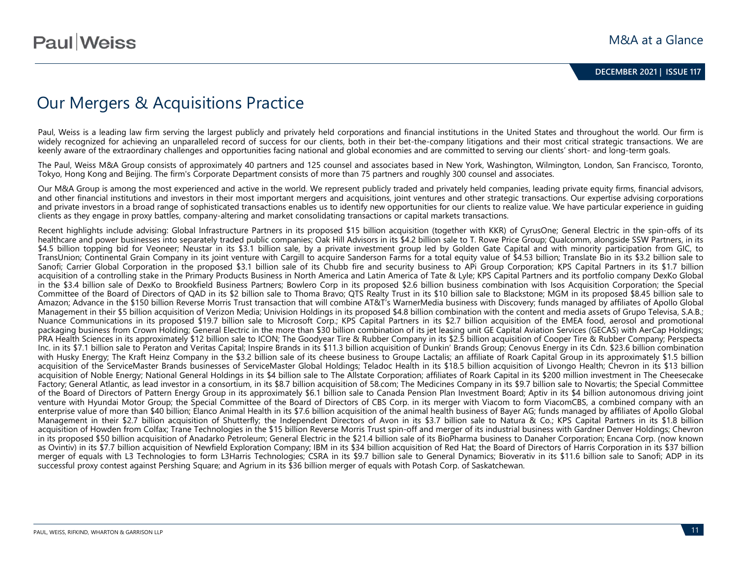# Our Mergers & Acquisitions Practice

Paul, Weiss is a leading law firm serving the largest publicly and privately held corporations and financial institutions in the United States and throughout the world. Our firm is widely recognized for achieving an unparalleled record of success for our clients, both in their bet-the-company litigations and their most critical strategic transactions. We are keenly aware of the extraordinary challenges and opportunities facing national and global economies and are committed to serving our clients' short- and long-term goals.

The Paul, Weiss M&A Group consists of approximately 40 partners and 125 counsel and associates based in New York, Washington, Wilmington, London, San Francisco, Toronto, Tokyo, Hong Kong and Beijing. The firm's Corporate Department consists of more than 75 partners and roughly 300 counsel and associates.

Our M&A Group is among the most experienced and active in the world. We represent publicly traded and privately held companies, leading private equity firms, financial advisors, and other financial institutions and investors in their most important mergers and acquisitions, joint ventures and other strategic transactions. Our expertise advising corporations and private investors in a broad range of sophisticated transactions enables us to identify new opportunities for our clients to realize value. We have particular experience in guiding clients as they engage in proxy battles, company-altering and market consolidating transactions or capital markets transactions.

Recent highlights include advising: Global Infrastructure Partners in its proposed $15 billion acquisition (together with KKR) of CyrusOne; General Electric in the spin-offs of its healthcare and power businesses into separately traded public companies; Oak Hill Advisors in its $4.2 billion sale to T. Rowe Price Group; Qualcomm, alongside SSW Partners, in its $4.5 billion topping bid for Veoneer; Neustar in its $3.1 billion sale, by a private investment group led by Golden Gate Capital and with minority participation from GIC, to TransUnion; Continental Grain Company in its joint venture with Cargill to acquire Sanderson Farms for a total equity value of $4.53 billion; Translate Bio in its $3.2 billion sale to Sanofi; Carrier Global Corporation in the proposed $3.1 billion sale of its Chubb fire and security business to APi Group Corporation; KPS Capital Partners in its $1.7 billion acquisition of a controlling stake in the Primary Products Business in North America and Latin America of Tate & Lyle; KPS Capital Partners and its portfolio company DexKo Global in the $3.4 billion sale of DexKo to Brookfield Business Partners; Bowlero Corp in its proposed $2.6 billion business combination with Isos Acquisition Corporation; the Special Committee of the Board of Directors of QAD in its $2 billion sale to Thoma Bravo; QTS Realty Trust in its $10 billion sale to Blackstone; MGM in its proposed $8.45 billion sale to Amazon; Advance in the $150 billion Reverse Morris Trust transaction that will combine AT&T's WarnerMedia business with Discovery; funds managed by affiliates of Apollo Global Management in their $5 billion acquisition of Verizon Media; Univision Holdings in its proposed $4.8 billion combination with the content and media assets of Grupo Televisa, S.A.B.; Nuance Communications in its proposed $19.7 billion sale to Microsoft Corp.; KPS Capital Partners in its $2.7 billion acquisition of the EMEA food, aerosol and promotional packaging business from Crown Holding; General Electric in the more than $30 billion combination of its jet leasing unit GE Capital Aviation Services (GECAS) with AerCap Holdings; PRA Health Sciences in its approximately $12 billion sale to ICON; The Goodyear Tire & Rubber Company in its $2.5 billion acquisition of Cooper Tire & Rubber Company; Perspecta Inc. in its $7.1 billion sale to Peraton and Veritas Capital; Inspire Brands in its $11.3 billion acquisition of Dunkin' Brands Group; Cenovus Energy in its Cdn. $23.6 billion combination with Husky Energy; The Kraft Heinz Company in the $3.2 billion sale of its cheese business to Groupe Lactalis; an affiliate of Roark Capital Group in its approximately $1.5 billion acquisition of the ServiceMaster Brands businesses of ServiceMaster Global Holdings; Teladoc Health in its $18.5 billion acquisition of Livongo Health; Chevron in its $13 billion acquisition of Noble Energy; National General Holdings in its $4 billion sale to The Allstate Corporation; affiliates of Roark Capital in its $200 million investment in The Cheesecake Factory; General Atlantic, as lead investor in a consortium, in its $8.7 billion acquisition of 58.com; The Medicines Company in its $9.7 billion sale to Novartis; the Special Committee of the Board of Directors of Pattern Energy Group in its approximately $6.1 billion sale to Canada Pension Plan Investment Board; Aptiv in its $4 billion autonomous driving joint venture with Hyundai Motor Group; the Special Committee of the Board of Directors of CBS Corp. in its merger with Viacom to form ViacomCBS, a combined company with an enterprise value of more than $40 billion; Elanco Animal Health in its $7.6 billion acquisition of the animal health business of Bayer AG; funds managed by affiliates of Apollo Global Management in their $2.7 billion acquisition of Shutterfly; the Independent Directors of Avon in its $3.7 billion sale to Natura & Co.; KPS Capital Partners in its $1.8 billion acquisition of Howden from Colfax; Trane Technologies in the $15 billion Reverse Morris Trust spin-off and merger of its industrial business with Gardner Denver Holdings; Chevron in its proposed $50 billion acquisition of Anadarko Petroleum; General Electric in the $21.4 billion sale of its BioPharma business to Danaher Corporation; Encana Corp. (now known as Ovintiv) in its $7.7 billion acquisition of Newfield Exploration Company; IBM in its $34 billion acquisition of Red Hat; the Board of Directors of Harris Corporation in its $37 billion merger of equals with L3 Technologies to form L3Harris Technologies; CSRA in its $9.7 billion sale to General Dynamics; Bioverativ in its $11.6 billion sale to Sanofi; ADP in its successful proxy contest against Pershing Square; and Agrium in its $36 billion merger of equals with Potash Corp. of Saskatchewan.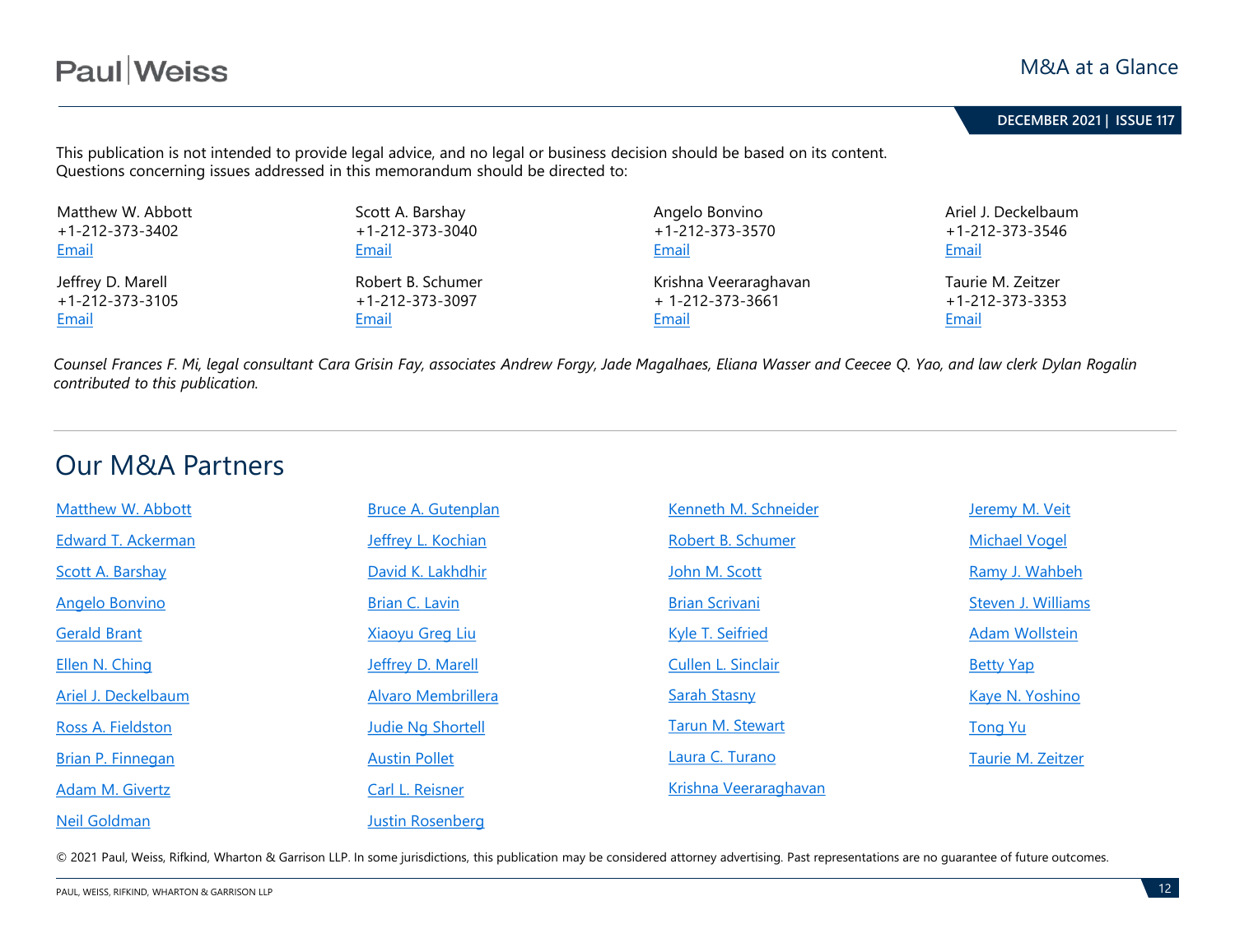This publication is not intended to provide legal advice, and no legal or business decision should be based on its content. Questions concerning issues addressed in this memorandum should be directed to:

Matthew W. Abbott
+1-212-373-3402
Email

Scott A. Barshay
+1-212-373-3040
Email

Angelo Bonvino
+1-212-373-3570
Email

Ariel J. Deckelbaum
+1-212-373-3546
Email

Jeffrey D. Marell
+1-212-373-3105
Email

Robert B. Schumer
+1-212-373-3097
Email

Krishna Veeraraghavan
+ 1-212-373-3661
Email

Taurie M. Zeitzer
+1-212-373-3353
Email

*Counsel Frances F. Mi, legal consultant Cara Grisin Fay, associates Andrew Forgy, Jade Magalhaes, Eliana Wasser and Ceecee Q. Yao, and law clerk Dylan Rogalin contributed to this publication.*

## Our M&A Partners

Matthew W. Abbott
Edward T. Ackerman
Scott A. Barshay
Angelo Bonvino
Gerald Brant
Ellen N. Ching
Ariel J. Deckelbaum
Ross A. Fieldston
Brian P. Finnegan
Adam M. Givertz
Neil Goldman
Bruce A. Gutenplan
Jeffrey L. Kochian
David K. Lakhdhir
Brian C. Lavin
Xiaoyu Greg Liu
Jeffrey D. Marell
Alvaro Membrillera
Judie Ng Shortell
Austin Pollet
Carl L. Reisner
Justin Rosenberg
Kenneth M. Schneider
Robert B. Schumer
John M. Scott
Brian Scrivani
Kyle T. Seifried
Cullen L. Sinclair
Sarah Stasny
Tarun M. Stewart
Laura C. Turano
Krishna Veeraraghavan
Jeremy M. Veit
Michael Vogel
Ramy J. Wahbeh
Steven J. Williams
Adam Wollstein
Betty Yap
Kaye N. Yoshino
Tong Yu
Taurie M. Zeitzer

© 2021 Paul, Weiss, Rifkind, Wharton & Garrison LLP. In some jurisdictions, this publication may be considered attorney advertising. Past representations are no guarantee of future outcomes.